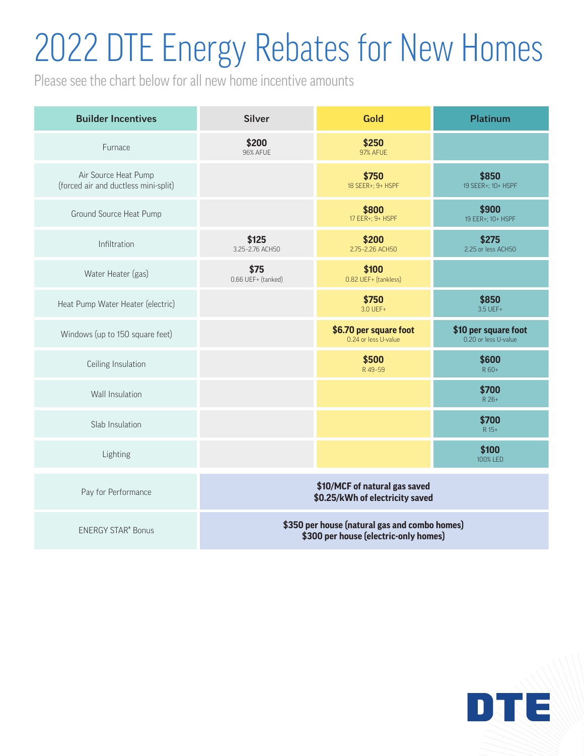# 2022 DTE Energy Rebates for New Homes

Please see the chart below for all new home incentive amounts

| Builder Incentives | Silver | Gold | Platinum |
|---|---|---|---|
| Furnace | **$200** 96% AFUE | **$250** 97% AFUE | |
| Air Source Heat Pump (forced air and ductless mini-split) | | **$750** 18 SEER+; 9+ HSPF | **$850** 19 SEER+; 10+ HSPF |
| Ground Source Heat Pump | | **$800** 17 EER+; 9+ HSPF | **$900** 19 EER+; 10+ HSPF |
| Infiltration | **$125** 3.25-2.76 ACH50 | **$200** 2.75-2.26 ACH50 | **$275** 2.25 or less ACH50 |
| Water Heater (gas) | **$75** 0.66 UEF+ (tanked) | **$100** 0.82 UEF+ (tankless) | |
| Heat Pump Water Heater (electric) | | **$750** 3.0 UEF+ | **$850** 3.5 UEF+ |
| Windows (up to 150 square feet) | | **$6.70 per square foot** 0.24 or less U-value | **$10 per square foot** 0.20 or less U-value |
| Ceiling Insulation | | **$500** R 49-59 | **$600** R 60+ |
| Wall Insulation | | | **$700** R 26+ |
| Slab Insulation | | | **$700** R 15+ |
| Lighting | | | **$100** 100% LED |
| Pay for Performance | **$10/MCF of natural gas saved** **$0.25/kWh of electricity saved** | | |
| ENERGY STAR® Bonus | **$350 per house (natural gas and combo homes)** **$300 per house (electric-only homes)** | | |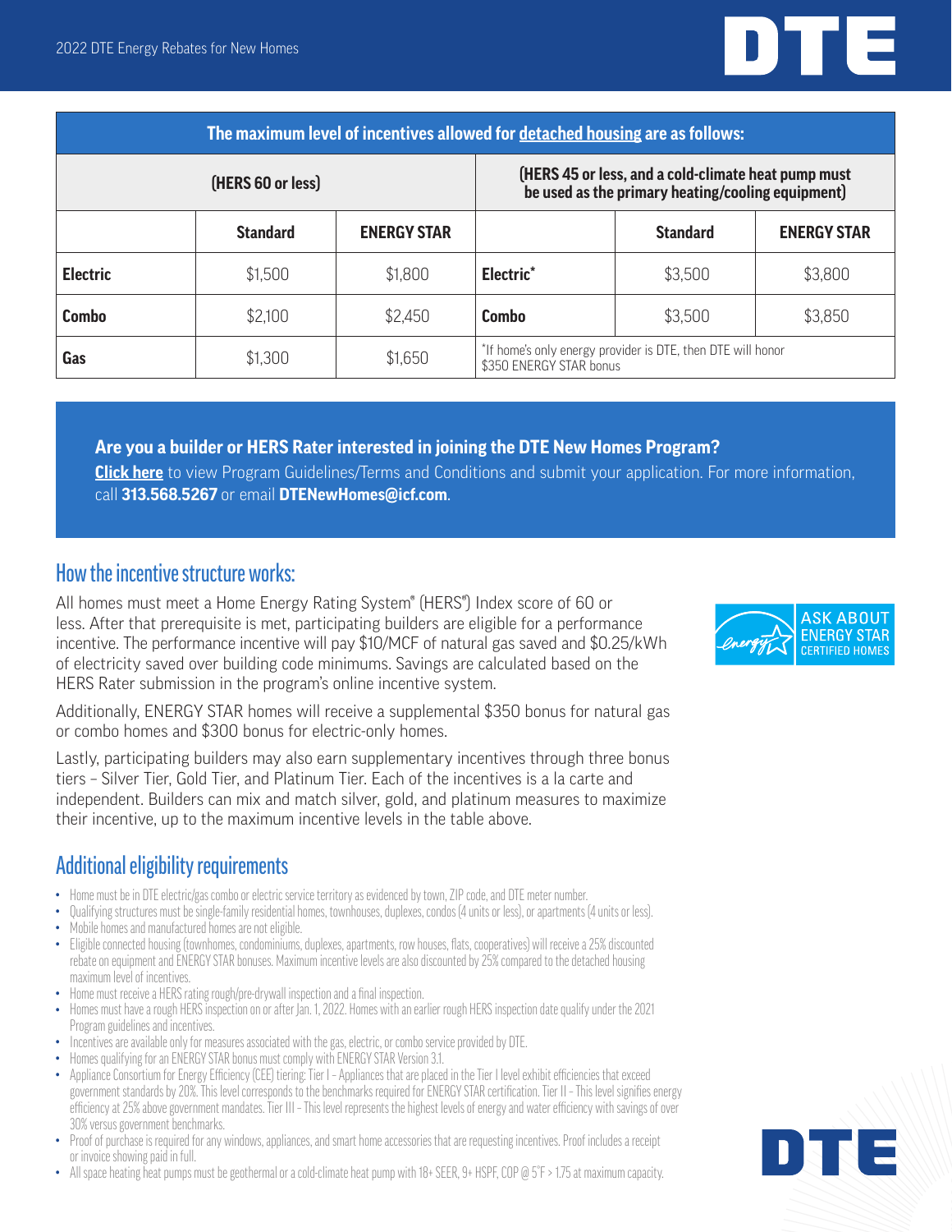| The maximum level of incentives allowed for detached housing are as follows: | | | | | |
|---|---|---|---|---|---|
| (HERS 60 or less) | | | (HERS 45 or less, and a cold-climate heat pump must be used as the primary heating/cooling equipment) | | |
| | **Standard** | **ENERGY STAR** | | **Standard** | **ENERGY STAR** |
| **Electric** | $1,500 | $1,800 | **Electric*** | $3,500 | $3,800 |
| **Combo** | $2,100 | $2,450 | **Combo** | $3,500 | $3,850 |
| **Gas** | $1,300 | $1,650 | *If home's only energy provider is DTE, then DTE will honor $350 ENERGY STAR bonus | | |

**Are you a builder or HERS Rater interested in joining the DTE New Homes Program?**
**Click here** to view Program Guidelines/Terms and Conditions and submit your application. For more information, call **313.568.5267** or email **DTENewHomes@icf.com**.

## How the incentive structure works:

All homes must meet a Home Energy Rating System® (HERS®) Index score of 60 or less. After that prerequisite is met, participating builders are eligible for a performance incentive. The performance incentive will pay $10/MCF of natural gas saved and $0.25/kWh of electricity saved over building code minimums. Savings are calculated based on the HERS Rater submission in the program's online incentive system.

Additionally, ENERGY STAR homes will receive a supplemental $350 bonus for natural gas or combo homes and $300 bonus for electric-only homes.

Lastly, participating builders may also earn supplementary incentives through three bonus tiers – Silver Tier, Gold Tier, and Platinum Tier. Each of the incentives is a la carte and independent. Builders can mix and match silver, gold, and platinum measures to maximize their incentive, up to the maximum incentive levels in the table above.

ASK ABOUT ENERGY STAR CERTIFIED HOMES

## Additional eligibility requirements

- Home must be in DTE electric/gas combo or electric service territory as evidenced by town, ZIP code, and DTE meter number.
- Qualifying structures must be single-family residential homes, townhouses, duplexes, condos (4 units or less), or apartments (4 units or less).
- Mobile homes and manufactured homes are not eligible.
- Eligible connected housing (townhomes, condominiums, duplexes, apartments, row houses, flats, cooperatives) will receive a 25% discounted rebate on equipment and ENERGY STAR bonuses. Maximum incentive levels are also discounted by 25% compared to the detached housing maximum level of incentives.
- Home must receive a HERS rating rough/pre-drywall inspection and a final inspection.
- Homes must have a rough HERS inspection on or after Jan. 1, 2022. Homes with an earlier rough HERS inspection date qualify under the 2021 Program guidelines and incentives.
- Incentives are available only for measures associated with the gas, electric, or combo service provided by DTE.
- Homes qualifying for an ENERGY STAR bonus must comply with ENERGY STAR Version 3.1.
- Appliance Consortium for Energy Efficiency (CEE) tiering: Tier I – Appliances that are placed in the Tier I level exhibit efficiencies that exceed government standards by 20%. This level corresponds to the benchmarks required for ENERGY STAR certification. Tier II – This level signifies energy efficiency at 25% above government mandates. Tier III – This level represents the highest levels of energy and water efficiency with savings of over 30% versus government benchmarks.
- Proof of purchase is required for any windows, appliances, and smart home accessories that are requesting incentives. Proof includes a receipt or invoice showing paid in full.
- All space heating heat pumps must be geothermal or a cold-climate heat pump with 18+ SEER, 9+ HSPF, COP @ 5°F > 1.75 at maximum capacity.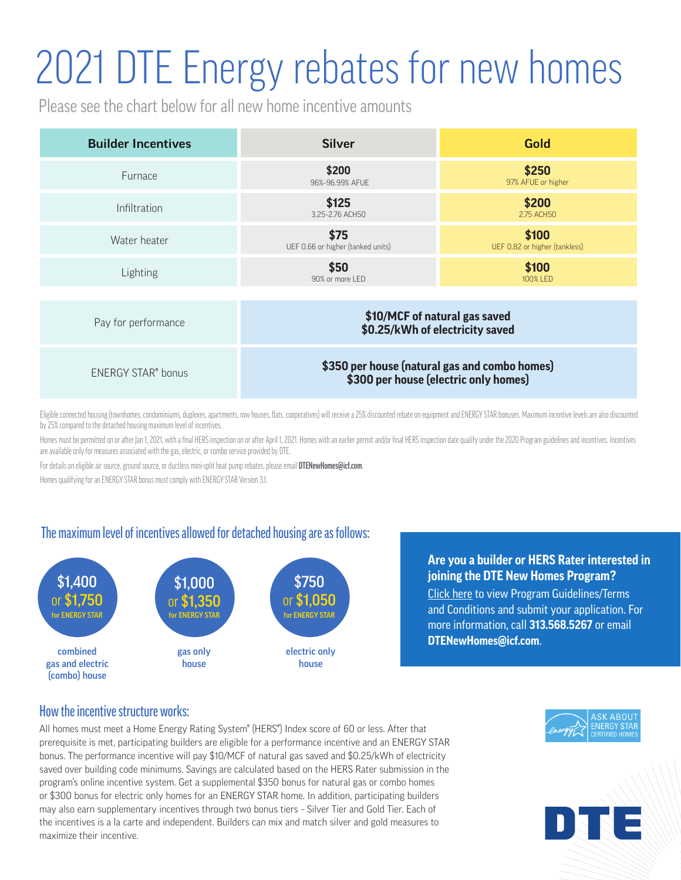# 2021 DTE Energy rebates for new homes

Please see the chart below for all new home incentive amounts

| Builder Incentives | Silver | Gold |
|---|---|---|
| Furnace | **$200** 96%-96.99% AFUE | **$250** 97% AFUE or higher |
| Infiltration | **$125** 3.25-2.76 ACH50 | **$200** 2.75 ACH50 |
| Water heater | **$75** UEF 0.66 or higher (tanked units) | **$100** UEF 0.82 or higher (tankless) |
| Lighting | **$50** 90% or more LED | **$100** 100% LED |
| Pay for performance | **$10/MCF of natural gas saved** **$0.25/kWh of electricity saved** | |
| ENERGY STAR® bonus | **$350 per house (natural gas and combo homes)** **$300 per house (electric only homes)** | |

Eligible connected housing (townhomes, condominiums, duplexes, apartments, row houses, flats, cooperatives) will receive a 25% discounted rebate on equipment and ENERGY STAR bonuses. Maximum incentive levels are also discounted by 25% compared to the detached housing maximum level of incentives.

Homes must be permitted on or after Jan 1, 2021, with a final HERS inspection on or after April 1, 2021. Homes with an earlier permit and/or final HERS inspection date qualify under the 2020 Program guidelines and incentives. Incentives are available only for measures associated with the gas, electric, or combo service provided by DTE.

For details on eligible air source, ground source, or ductless mini-split heat pump rebates, please email **DTENewHomes@icf.com**.

Homes qualifying for an ENERGY STAR bonus must comply with ENERGY STAR Version 3.1.

## The maximum level of incentives allowed for detached housing are as follows:

$1,400 or $1,750 for ENERGY STAR
combined gas and electric (combo) house

$1,000 or $1,350 for ENERGY STAR
gas only house

$750 or $1,050 for ENERGY STAR
electric only house

**Are you a builder or HERS Rater interested in joining the DTE New Homes Program?**
Click here to view Program Guidelines/Terms and Conditions and submit your application. For more information, call **313.568.5267** or email **DTENewHomes@icf.com**.

## How the incentive structure works:

All homes must meet a Home Energy Rating System® (HERS®) Index score of 60 or less. After that prerequisite is met, participating builders are eligible for a performance incentive and an ENERGY STAR bonus. The performance incentive will pay $10/MCF of natural gas saved and $0.25/kWh of electricity saved over building code minimums. Savings are calculated based on the HERS Rater submission in the program's online incentive system. Get a supplemental $350 bonus for natural gas or combo homes or $300 bonus for electric only homes for an ENERGY STAR home. In addition, participating builders may also earn supplementary incentives through two bonus tiers – Silver Tier and Gold Tier. Each of the incentives is a la carte and independent. Builders can mix and match silver and gold measures to maximize their incentive.

ASK ABOUT ENERGY STAR CERTIFIED HOMES

DTE